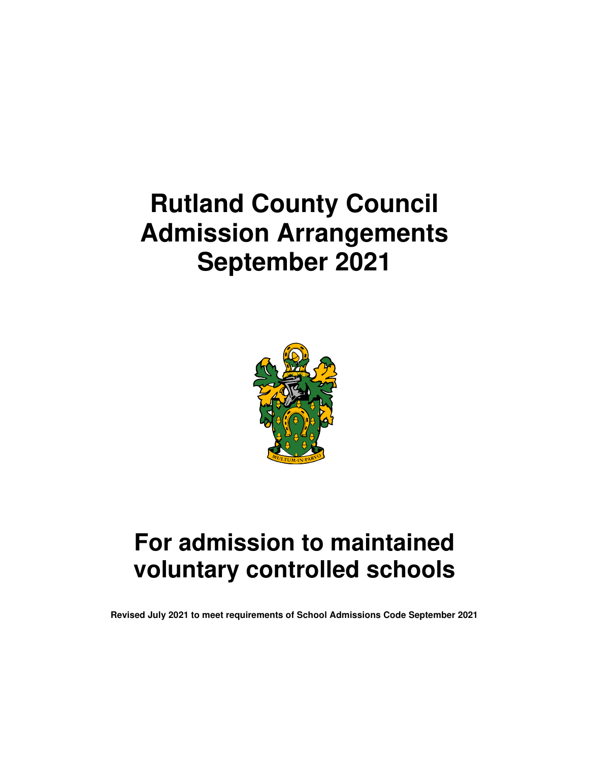# Rutland County Council Admission Arrangements September 2021

# For admission to maintained voluntary controlled schools

**Revised July 2021 to meet requirements of School Admissions Code September 2021**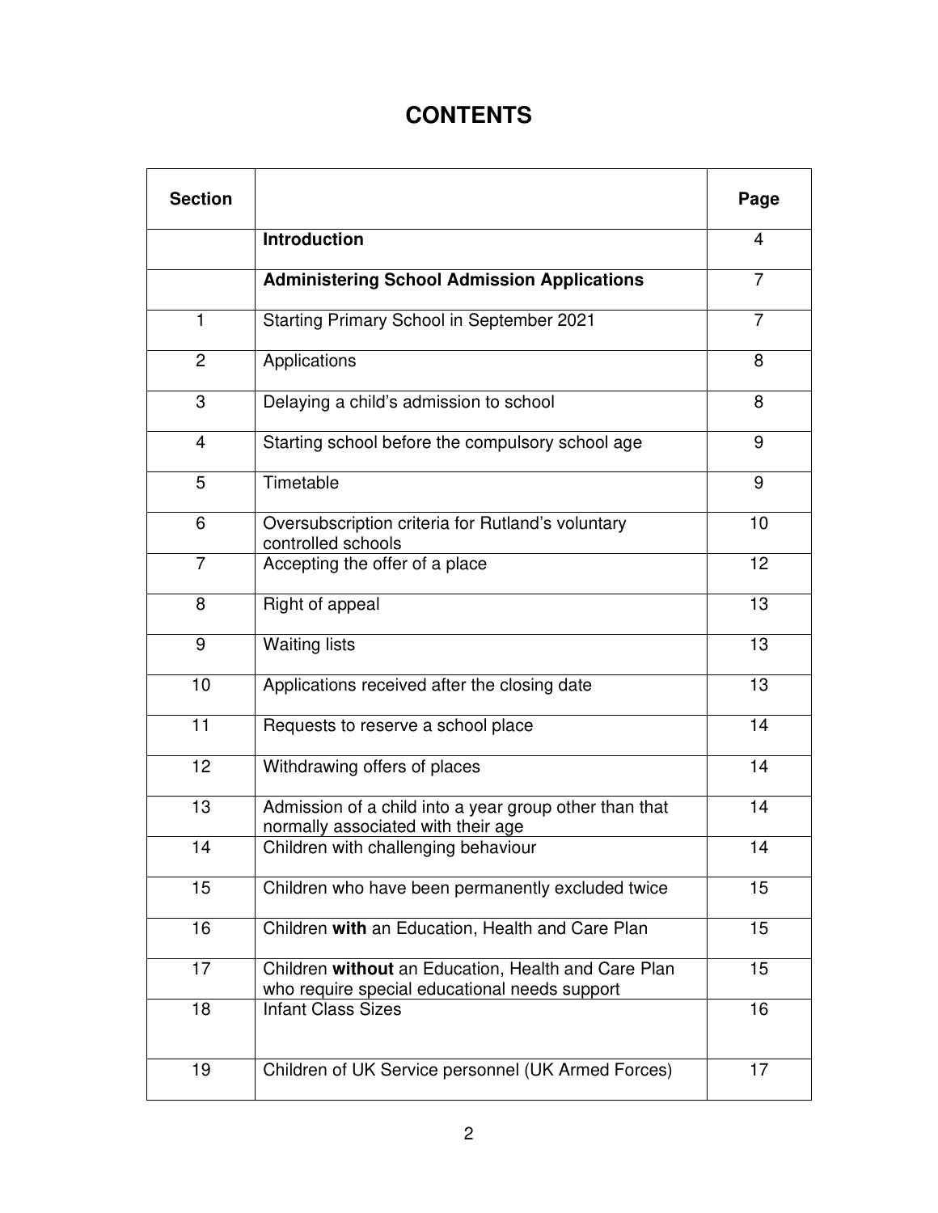# CONTENTS

| Section | | Page |
|---|---|---|
| | **Introduction** | 4 |
| | **Administering School Admission Applications** | 7 |
| 1 | Starting Primary School in September 2021 | 7 |
| 2 | Applications | 8 |
| 3 | Delaying a child's admission to school | 8 |
| 4 | Starting school before the compulsory school age | 9 |
| 5 | Timetable | 9 |
| 6 | Oversubscription criteria for Rutland's voluntary controlled schools | 10 |
| 7 | Accepting the offer of a place | 12 |
| 8 | Right of appeal | 13 |
| 9 | Waiting lists | 13 |
| 10 | Applications received after the closing date | 13 |
| 11 | Requests to reserve a school place | 14 |
| 12 | Withdrawing offers of places | 14 |
| 13 | Admission of a child into a year group other than that normally associated with their age | 14 |
| 14 | Children with challenging behaviour | 14 |
| 15 | Children who have been permanently excluded twice | 15 |
| 16 | Children **with** an Education, Health and Care Plan | 15 |
| 17 | Children **without** an Education, Health and Care Plan who require special educational needs support | 15 |
| 18 | Infant Class Sizes | 16 |
| 19 | Children of UK Service personnel (UK Armed Forces) | 17 |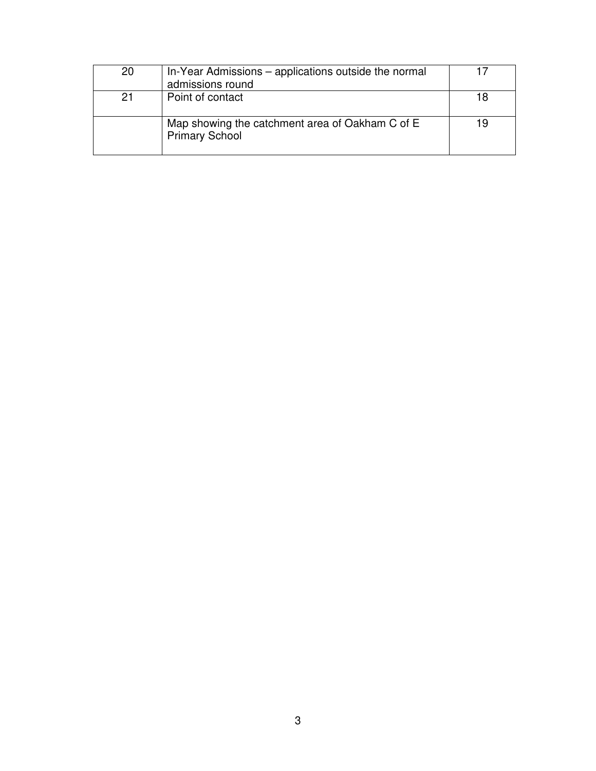| | | |
|---|---|---|
| 20 | In-Year Admissions – applications outside the normal admissions round | 17 |
| 21 | Point of contact | 18 |
| | Map showing the catchment area of Oakham C of E Primary School | 19 |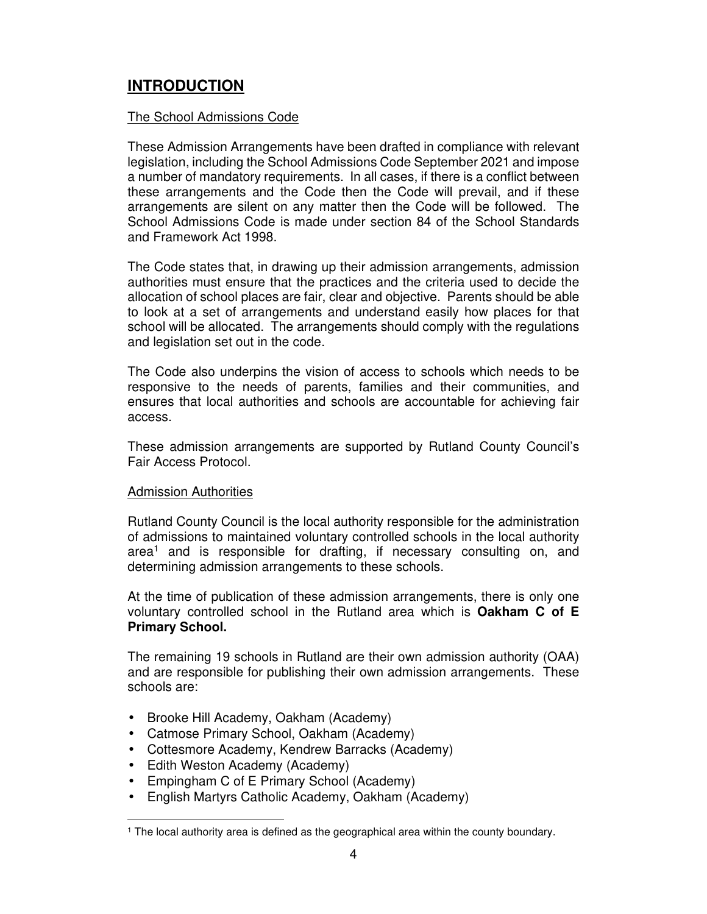# INTRODUCTION

The School Admissions Code

These Admission Arrangements have been drafted in compliance with relevant legislation, including the School Admissions Code September 2021 and impose a number of mandatory requirements. In all cases, if there is a conflict between these arrangements and the Code then the Code will prevail, and if these arrangements are silent on any matter then the Code will be followed. The School Admissions Code is made under section 84 of the School Standards and Framework Act 1998.

The Code states that, in drawing up their admission arrangements, admission authorities must ensure that the practices and the criteria used to decide the allocation of school places are fair, clear and objective. Parents should be able to look at a set of arrangements and understand easily how places for that school will be allocated. The arrangements should comply with the regulations and legislation set out in the code.

The Code also underpins the vision of access to schools which needs to be responsive to the needs of parents, families and their communities, and ensures that local authorities and schools are accountable for achieving fair access.

These admission arrangements are supported by Rutland County Council's Fair Access Protocol.

Admission Authorities

Rutland County Council is the local authority responsible for the administration of admissions to maintained voluntary controlled schools in the local authority area[1] and is responsible for drafting, if necessary consulting on, and determining admission arrangements to these schools.

At the time of publication of these admission arrangements, there is only one voluntary controlled school in the Rutland area which is **Oakham C of E Primary School.**

The remaining 19 schools in Rutland are their own admission authority (OAA) and are responsible for publishing their own admission arrangements. These schools are:

- Brooke Hill Academy, Oakham (Academy)
- Catmose Primary School, Oakham (Academy)
- Cottesmore Academy, Kendrew Barracks (Academy)
- Edith Weston Academy (Academy)
- Empingham C of E Primary School (Academy)
- English Martyrs Catholic Academy, Oakham (Academy)

[1] The local authority area is defined as the geographical area within the county boundary.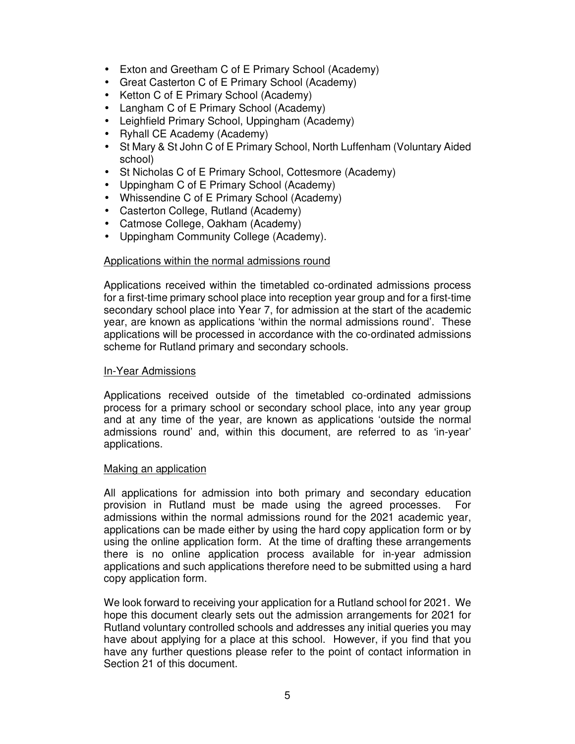- Exton and Greetham C of E Primary School (Academy)
- Great Casterton C of E Primary School (Academy)
- Ketton C of E Primary School (Academy)
- Langham C of E Primary School (Academy)
- Leighfield Primary School, Uppingham (Academy)
- Ryhall CE Academy (Academy)
- St Mary & St John C of E Primary School, North Luffenham (Voluntary Aided school)
- St Nicholas C of E Primary School, Cottesmore (Academy)
- Uppingham C of E Primary School (Academy)
- Whissendine C of E Primary School (Academy)
- Casterton College, Rutland (Academy)
- Catmose College, Oakham (Academy)
- Uppingham Community College (Academy).

<u>Applications within the normal admissions round</u>

Applications received within the timetabled co-ordinated admissions process for a first-time primary school place into reception year group and for a first-time secondary school place into Year 7, for admission at the start of the academic year, are known as applications 'within the normal admissions round'. These applications will be processed in accordance with the co-ordinated admissions scheme for Rutland primary and secondary schools.

<u>In-Year Admissions</u>

Applications received outside of the timetabled co-ordinated admissions process for a primary school or secondary school place, into any year group and at any time of the year, are known as applications 'outside the normal admissions round' and, within this document, are referred to as 'in-year' applications.

<u>Making an application</u>

All applications for admission into both primary and secondary education provision in Rutland must be made using the agreed processes. For admissions within the normal admissions round for the 2021 academic year, applications can be made either by using the hard copy application form or by using the online application form. At the time of drafting these arrangements there is no online application process available for in-year admission applications and such applications therefore need to be submitted using a hard copy application form.

We look forward to receiving your application for a Rutland school for 2021. We hope this document clearly sets out the admission arrangements for 2021 for Rutland voluntary controlled schools and addresses any initial queries you may have about applying for a place at this school. However, if you find that you have any further questions please refer to the point of contact information in Section 21 of this document.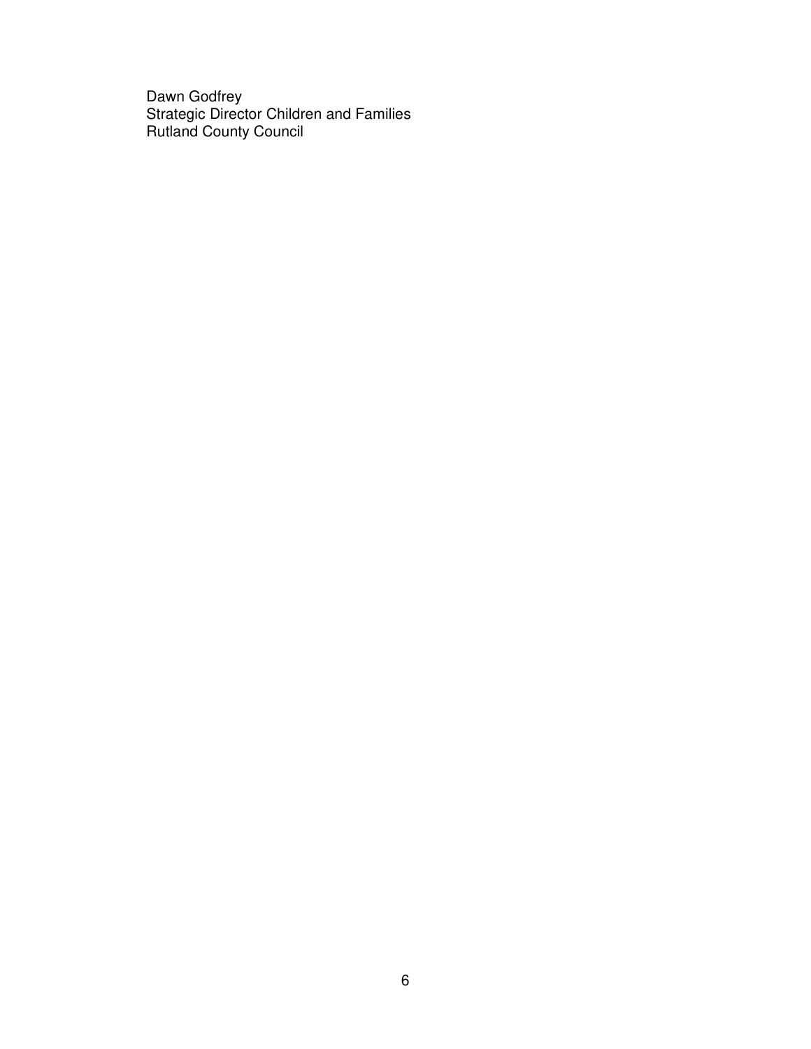Dawn Godfrey
Strategic Director Children and Families
Rutland County Council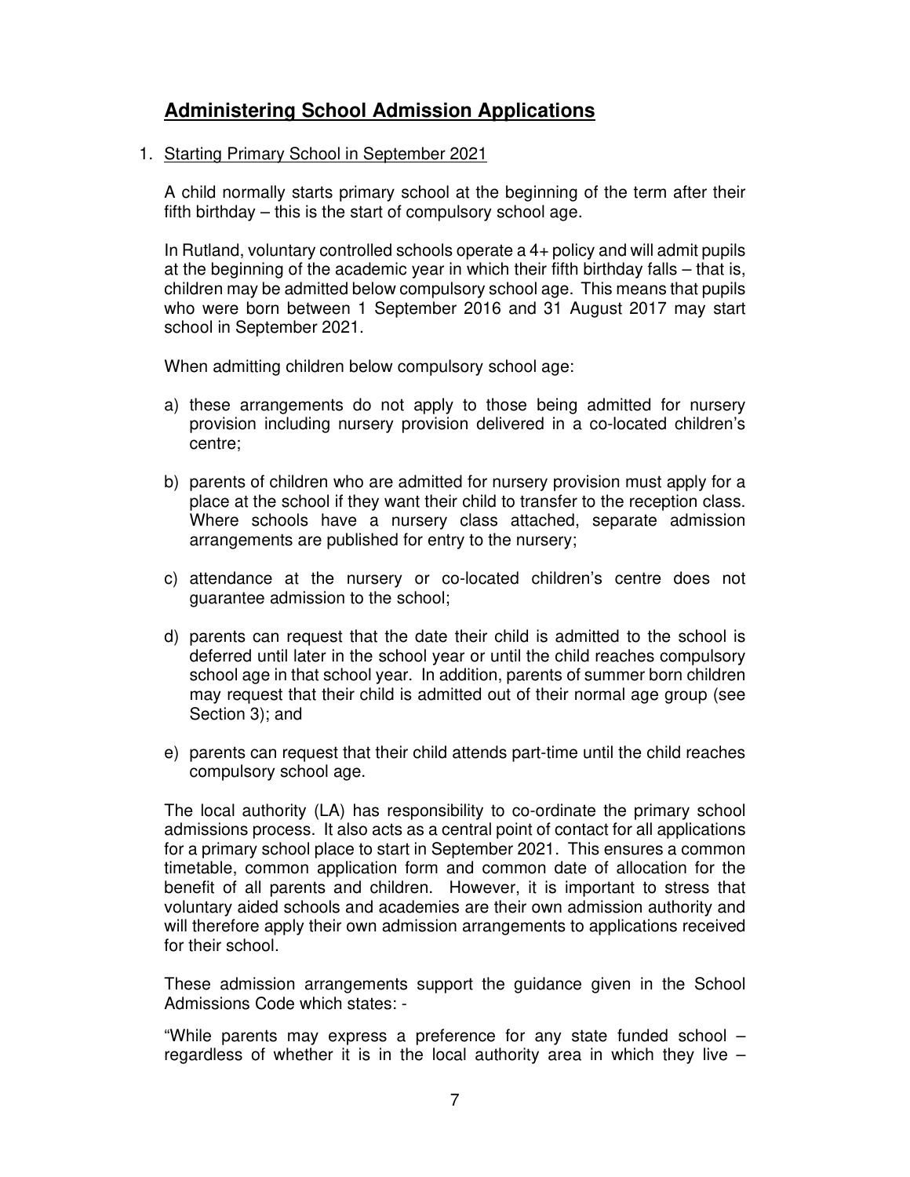# **Administering School Admission Applications**

1. Starting Primary School in September 2021

   A child normally starts primary school at the beginning of the term after their fifth birthday – this is the start of compulsory school age.

   In Rutland, voluntary controlled schools operate a 4+ policy and will admit pupils at the beginning of the academic year in which their fifth birthday falls – that is, children may be admitted below compulsory school age. This means that pupils who were born between 1 September 2016 and 31 August 2017 may start school in September 2021.

   When admitting children below compulsory school age:

   a) these arrangements do not apply to those being admitted for nursery provision including nursery provision delivered in a co-located children's centre;

   b) parents of children who are admitted for nursery provision must apply for a place at the school if they want their child to transfer to the reception class. Where schools have a nursery class attached, separate admission arrangements are published for entry to the nursery;

   c) attendance at the nursery or co-located children's centre does not guarantee admission to the school;

   d) parents can request that the date their child is admitted to the school is deferred until later in the school year or until the child reaches compulsory school age in that school year. In addition, parents of summer born children may request that their child is admitted out of their normal age group (see Section 3); and

   e) parents can request that their child attends part-time until the child reaches compulsory school age.

   The local authority (LA) has responsibility to co-ordinate the primary school admissions process. It also acts as a central point of contact for all applications for a primary school place to start in September 2021. This ensures a common timetable, common application form and common date of allocation for the benefit of all parents and children. However, it is important to stress that voluntary aided schools and academies are their own admission authority and will therefore apply their own admission arrangements to applications received for their school.

   These admission arrangements support the guidance given in the School Admissions Code which states: -

   "While parents may express a preference for any state funded school – regardless of whether it is in the local authority area in which they live –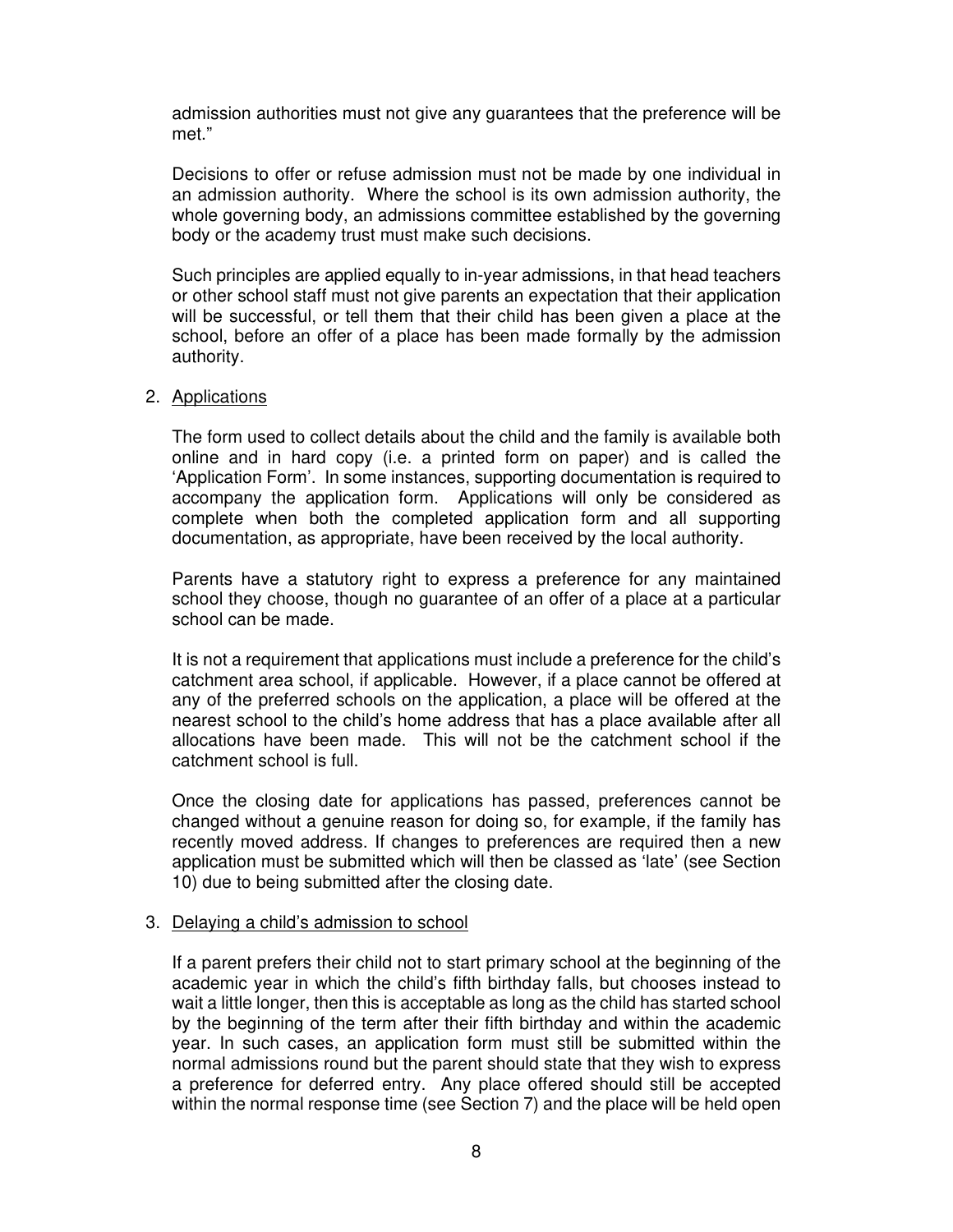admission authorities must not give any guarantees that the preference will be met."

Decisions to offer or refuse admission must not be made by one individual in an admission authority. Where the school is its own admission authority, the whole governing body, an admissions committee established by the governing body or the academy trust must make such decisions.

Such principles are applied equally to in-year admissions, in that head teachers or other school staff must not give parents an expectation that their application will be successful, or tell them that their child has been given a place at the school, before an offer of a place has been made formally by the admission authority.

2. <u>Applications</u>

The form used to collect details about the child and the family is available both online and in hard copy (i.e. a printed form on paper) and is called the 'Application Form'. In some instances, supporting documentation is required to accompany the application form. Applications will only be considered as complete when both the completed application form and all supporting documentation, as appropriate, have been received by the local authority.

Parents have a statutory right to express a preference for any maintained school they choose, though no guarantee of an offer of a place at a particular school can be made.

It is not a requirement that applications must include a preference for the child's catchment area school, if applicable. However, if a place cannot be offered at any of the preferred schools on the application, a place will be offered at the nearest school to the child's home address that has a place available after all allocations have been made. This will not be the catchment school if the catchment school is full.

Once the closing date for applications has passed, preferences cannot be changed without a genuine reason for doing so, for example, if the family has recently moved address. If changes to preferences are required then a new application must be submitted which will then be classed as 'late' (see Section 10) due to being submitted after the closing date.

3. <u>Delaying a child's admission to school</u>

If a parent prefers their child not to start primary school at the beginning of the academic year in which the child's fifth birthday falls, but chooses instead to wait a little longer, then this is acceptable as long as the child has started school by the beginning of the term after their fifth birthday and within the academic year. In such cases, an application form must still be submitted within the normal admissions round but the parent should state that they wish to express a preference for deferred entry. Any place offered should still be accepted within the normal response time (see Section 7) and the place will be held open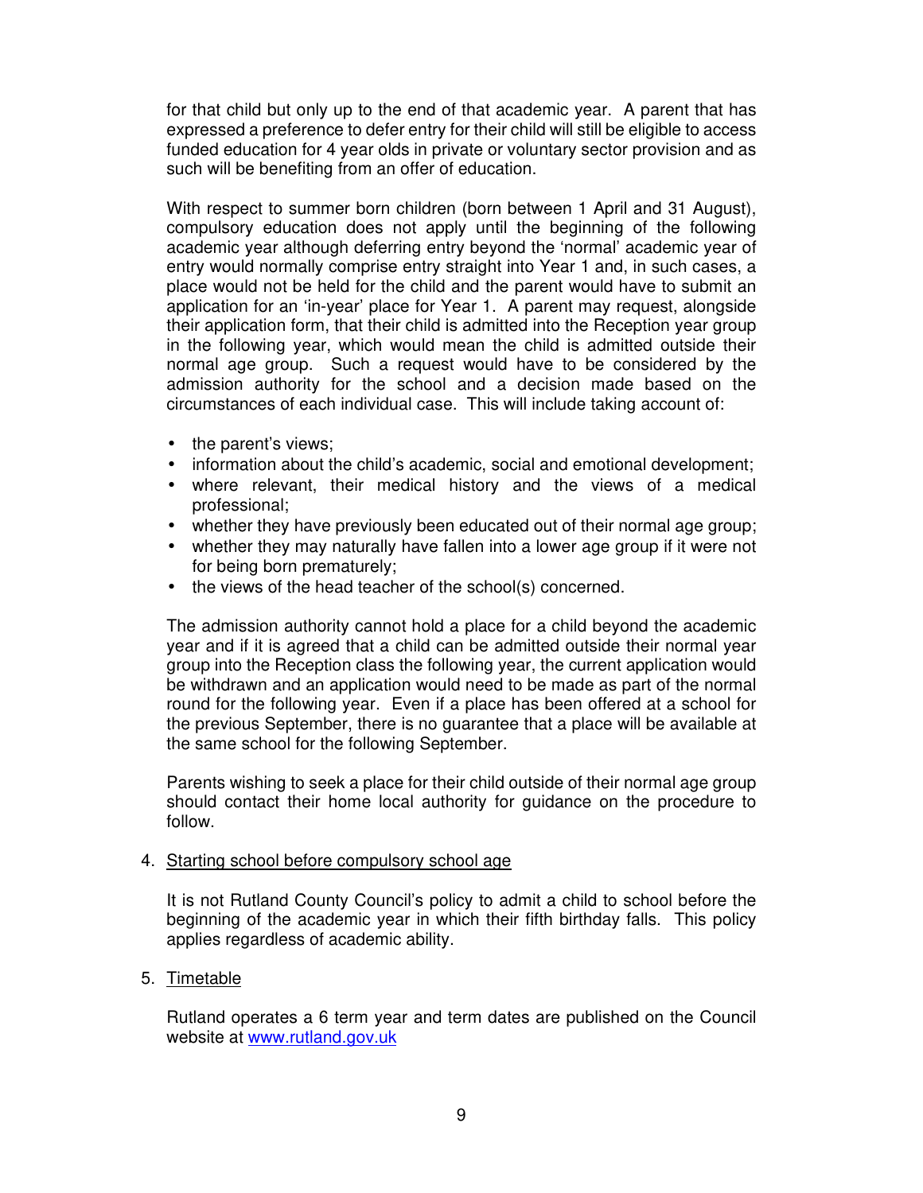for that child but only up to the end of that academic year. A parent that has expressed a preference to defer entry for their child will still be eligible to access funded education for 4 year olds in private or voluntary sector provision and as such will be benefiting from an offer of education.

With respect to summer born children (born between 1 April and 31 August), compulsory education does not apply until the beginning of the following academic year although deferring entry beyond the 'normal' academic year of entry would normally comprise entry straight into Year 1 and, in such cases, a place would not be held for the child and the parent would have to submit an application for an 'in-year' place for Year 1. A parent may request, alongside their application form, that their child is admitted into the Reception year group in the following year, which would mean the child is admitted outside their normal age group. Such a request would have to be considered by the admission authority for the school and a decision made based on the circumstances of each individual case. This will include taking account of:

- the parent's views;
- information about the child's academic, social and emotional development;
- where relevant, their medical history and the views of a medical professional;
- whether they have previously been educated out of their normal age group;
- whether they may naturally have fallen into a lower age group if it were not for being born prematurely;
- the views of the head teacher of the school(s) concerned.

The admission authority cannot hold a place for a child beyond the academic year and if it is agreed that a child can be admitted outside their normal year group into the Reception class the following year, the current application would be withdrawn and an application would need to be made as part of the normal round for the following year. Even if a place has been offered at a school for the previous September, there is no guarantee that a place will be available at the same school for the following September.

Parents wishing to seek a place for their child outside of their normal age group should contact their home local authority for guidance on the procedure to follow.

4. Starting school before compulsory school age

It is not Rutland County Council's policy to admit a child to school before the beginning of the academic year in which their fifth birthday falls. This policy applies regardless of academic ability.

5. Timetable

Rutland operates a 6 term year and term dates are published on the Council website at www.rutland.gov.uk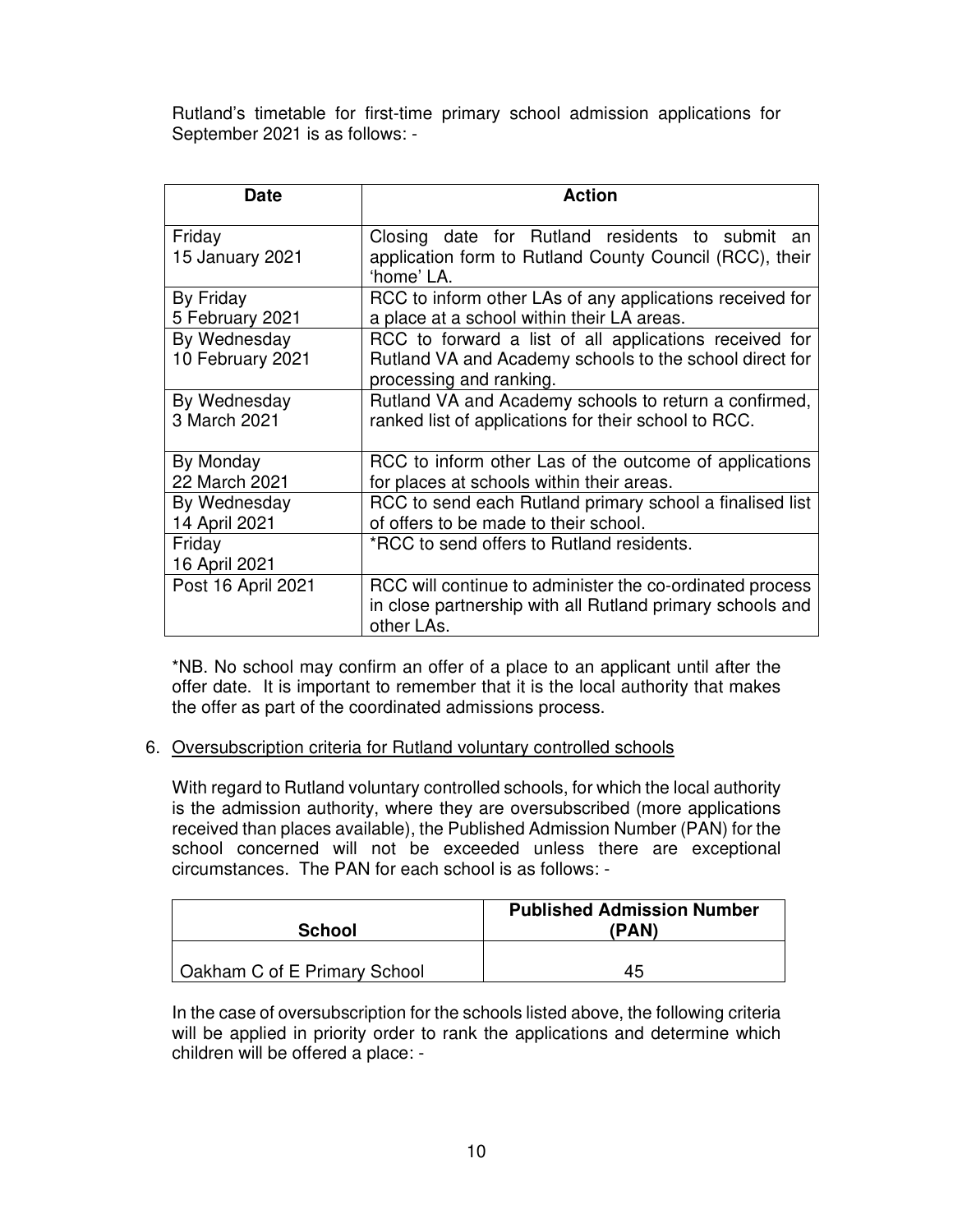Rutland's timetable for first-time primary school admission applications for September 2021 is as follows: -

| Date | Action |
|---|---|
| Friday 15 January 2021 | Closing date for Rutland residents to submit an application form to Rutland County Council (RCC), their 'home' LA. |
| By Friday 5 February 2021 | RCC to inform other LAs of any applications received for a place at a school within their LA areas. |
| By Wednesday 10 February 2021 | RCC to forward a list of all applications received for Rutland VA and Academy schools to the school direct for processing and ranking. |
| By Wednesday 3 March 2021 | Rutland VA and Academy schools to return a confirmed, ranked list of applications for their school to RCC. |
| By Monday 22 March 2021 | RCC to inform other Las of the outcome of applications for places at schools within their areas. |
| By Wednesday 14 April 2021 | RCC to send each Rutland primary school a finalised list of offers to be made to their school. |
| Friday 16 April 2021 | *RCC to send offers to Rutland residents. |
| Post 16 April 2021 | RCC will continue to administer the co-ordinated process in close partnership with all Rutland primary schools and other LAs. |

*NB. No school may confirm an offer of a place to an applicant until after the offer date. It is important to remember that it is the local authority that makes the offer as part of the coordinated admissions process.

6. Oversubscription criteria for Rutland voluntary controlled schools

With regard to Rutland voluntary controlled schools, for which the local authority is the admission authority, where they are oversubscribed (more applications received than places available), the Published Admission Number (PAN) for the school concerned will not be exceeded unless there are exceptional circumstances. The PAN for each school is as follows: -

| School | Published Admission Number (PAN) |
|---|---|
| Oakham C of E Primary School | 45 |

In the case of oversubscription for the schools listed above, the following criteria will be applied in priority order to rank the applications and determine which children will be offered a place: -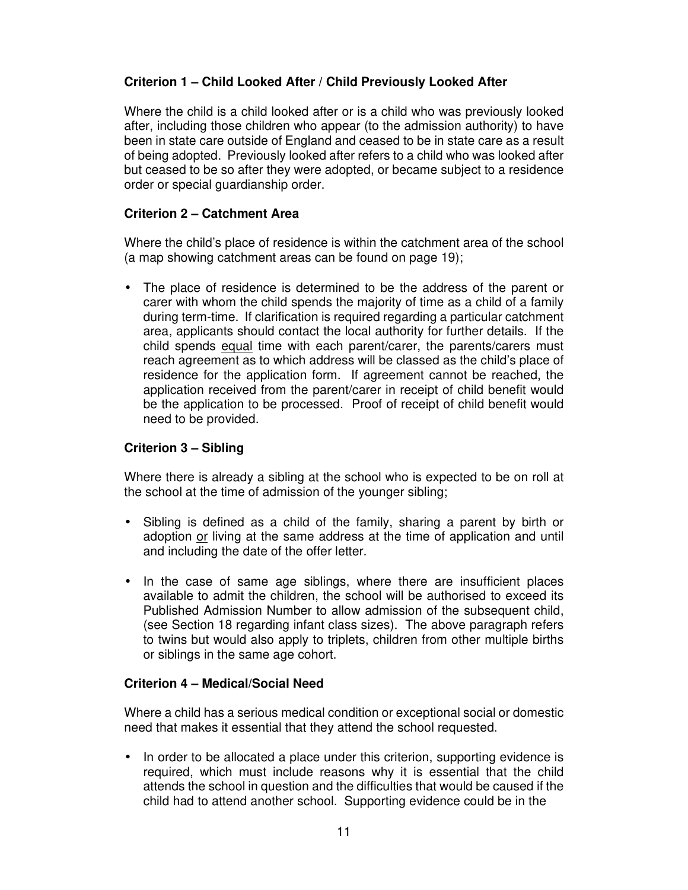**Criterion 1 – Child Looked After / Child Previously Looked After**

Where the child is a child looked after or is a child who was previously looked after, including those children who appear (to the admission authority) to have been in state care outside of England and ceased to be in state care as a result of being adopted. Previously looked after refers to a child who was looked after but ceased to be so after they were adopted, or became subject to a residence order or special guardianship order.

**Criterion 2 – Catchment Area**

Where the child's place of residence is within the catchment area of the school (a map showing catchment areas can be found on page 19);

- The place of residence is determined to be the address of the parent or carer with whom the child spends the majority of time as a child of a family during term-time. If clarification is required regarding a particular catchment area, applicants should contact the local authority for further details. If the child spends <u>equal</u> time with each parent/carer, the parents/carers must reach agreement as to which address will be classed as the child's place of residence for the application form. If agreement cannot be reached, the application received from the parent/carer in receipt of child benefit would be the application to be processed. Proof of receipt of child benefit would need to be provided.

**Criterion 3 – Sibling**

Where there is already a sibling at the school who is expected to be on roll at the school at the time of admission of the younger sibling;

- Sibling is defined as a child of the family, sharing a parent by birth or adoption <u>or</u> living at the same address at the time of application and until and including the date of the offer letter.
- In the case of same age siblings, where there are insufficient places available to admit the children, the school will be authorised to exceed its Published Admission Number to allow admission of the subsequent child, (see Section 18 regarding infant class sizes). The above paragraph refers to twins but would also apply to triplets, children from other multiple births or siblings in the same age cohort.

**Criterion 4 – Medical/Social Need**

Where a child has a serious medical condition or exceptional social or domestic need that makes it essential that they attend the school requested.

- In order to be allocated a place under this criterion, supporting evidence is required, which must include reasons why it is essential that the child attends the school in question and the difficulties that would be caused if the child had to attend another school. Supporting evidence could be in the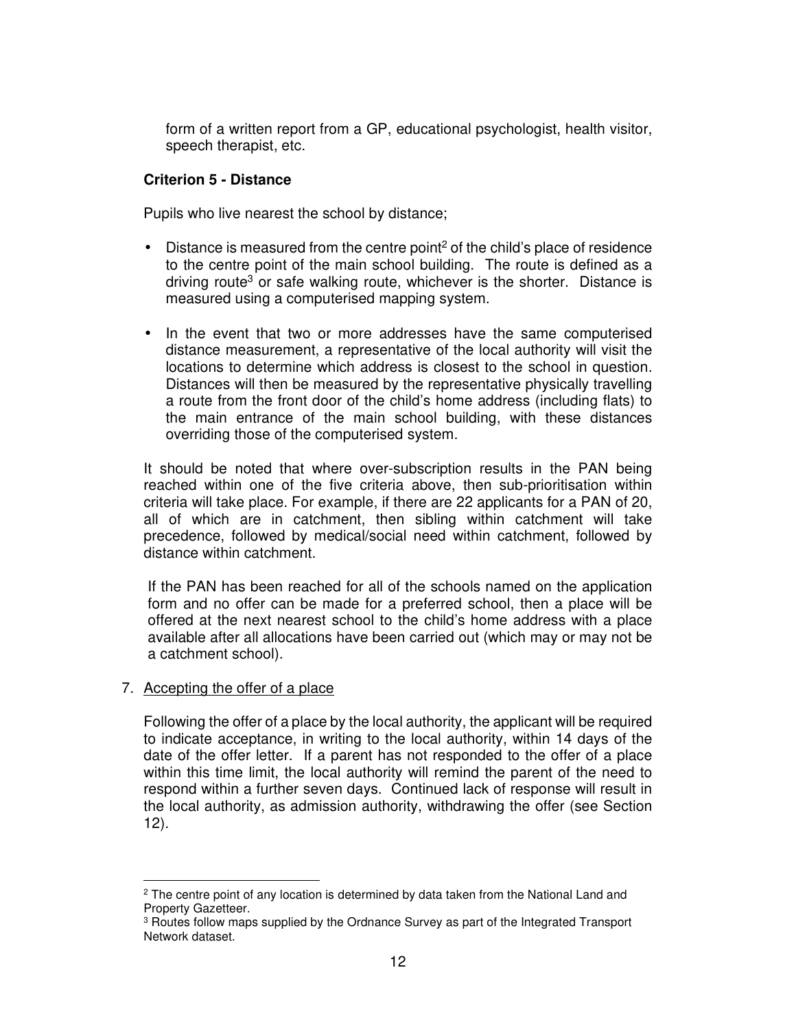form of a written report from a GP, educational psychologist, health visitor, speech therapist, etc.

**Criterion 5 - Distance**

Pupils who live nearest the school by distance;

- Distance is measured from the centre point[2] of the child's place of residence to the centre point of the main school building. The route is defined as a driving route[3] or safe walking route, whichever is the shorter. Distance is measured using a computerised mapping system.
- In the event that two or more addresses have the same computerised distance measurement, a representative of the local authority will visit the locations to determine which address is closest to the school in question. Distances will then be measured by the representative physically travelling a route from the front door of the child's home address (including flats) to the main entrance of the main school building, with these distances overriding those of the computerised system.

It should be noted that where over-subscription results in the PAN being reached within one of the five criteria above, then sub-prioritisation within criteria will take place. For example, if there are 22 applicants for a PAN of 20, all of which are in catchment, then sibling within catchment will take precedence, followed by medical/social need within catchment, followed by distance within catchment.

If the PAN has been reached for all of the schools named on the application form and no offer can be made for a preferred school, then a place will be offered at the next nearest school to the child's home address with a place available after all allocations have been carried out (which may or may not be a catchment school).

7. Accepting the offer of a place

Following the offer of a place by the local authority, the applicant will be required to indicate acceptance, in writing to the local authority, within 14 days of the date of the offer letter. If a parent has not responded to the offer of a place within this time limit, the local authority will remind the parent of the need to respond within a further seven days. Continued lack of response will result in the local authority, as admission authority, withdrawing the offer (see Section 12).

---

[2] The centre point of any location is determined by data taken from the National Land and Property Gazetteer.

[3] Routes follow maps supplied by the Ordnance Survey as part of the Integrated Transport Network dataset.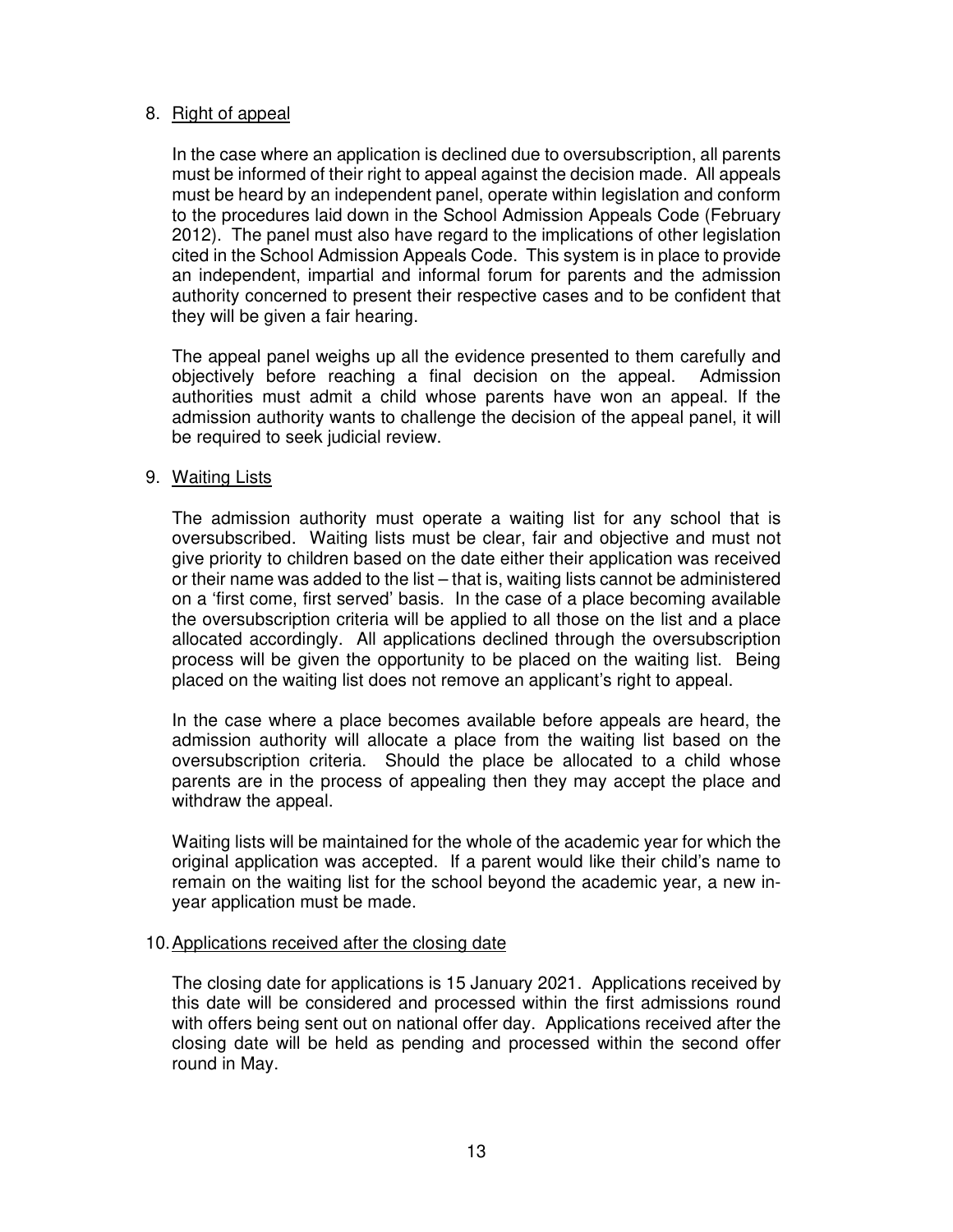8. Right of appeal

   In the case where an application is declined due to oversubscription, all parents must be informed of their right to appeal against the decision made. All appeals must be heard by an independent panel, operate within legislation and conform to the procedures laid down in the School Admission Appeals Code (February 2012). The panel must also have regard to the implications of other legislation cited in the School Admission Appeals Code. This system is in place to provide an independent, impartial and informal forum for parents and the admission authority concerned to present their respective cases and to be confident that they will be given a fair hearing.

   The appeal panel weighs up all the evidence presented to them carefully and objectively before reaching a final decision on the appeal. Admission authorities must admit a child whose parents have won an appeal. If the admission authority wants to challenge the decision of the appeal panel, it will be required to seek judicial review.

9. Waiting Lists

   The admission authority must operate a waiting list for any school that is oversubscribed. Waiting lists must be clear, fair and objective and must not give priority to children based on the date either their application was received or their name was added to the list – that is, waiting lists cannot be administered on a 'first come, first served' basis. In the case of a place becoming available the oversubscription criteria will be applied to all those on the list and a place allocated accordingly. All applications declined through the oversubscription process will be given the opportunity to be placed on the waiting list. Being placed on the waiting list does not remove an applicant's right to appeal.

   In the case where a place becomes available before appeals are heard, the admission authority will allocate a place from the waiting list based on the oversubscription criteria. Should the place be allocated to a child whose parents are in the process of appealing then they may accept the place and withdraw the appeal.

   Waiting lists will be maintained for the whole of the academic year for which the original application was accepted. If a parent would like their child's name to remain on the waiting list for the school beyond the academic year, a new in-year application must be made.

10. Applications received after the closing date

    The closing date for applications is 15 January 2021. Applications received by this date will be considered and processed within the first admissions round with offers being sent out on national offer day. Applications received after the closing date will be held as pending and processed within the second offer round in May.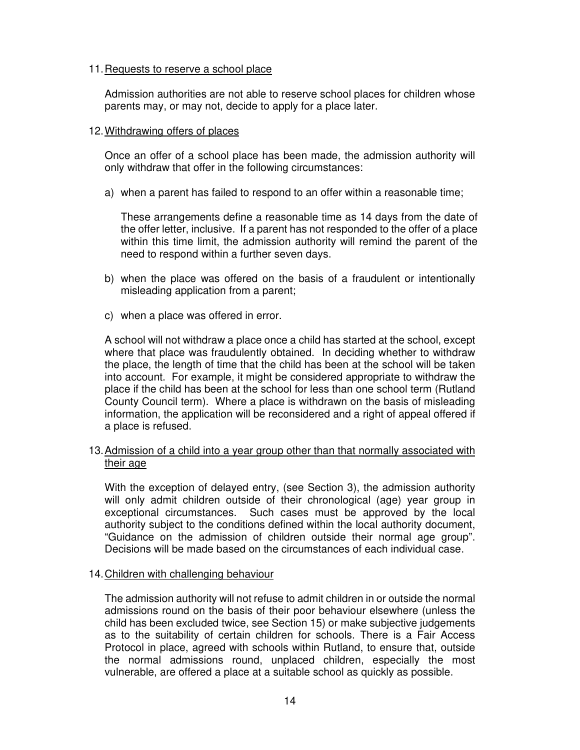11. Requests to reserve a school place

    Admission authorities are not able to reserve school places for children whose parents may, or may not, decide to apply for a place later.

12. Withdrawing offers of places

    Once an offer of a school place has been made, the admission authority will only withdraw that offer in the following circumstances:

    a) when a parent has failed to respond to an offer within a reasonable time;

       These arrangements define a reasonable time as 14 days from the date of the offer letter, inclusive. If a parent has not responded to the offer of a place within this time limit, the admission authority will remind the parent of the need to respond within a further seven days.

    b) when the place was offered on the basis of a fraudulent or intentionally misleading application from a parent;

    c) when a place was offered in error.

    A school will not withdraw a place once a child has started at the school, except where that place was fraudulently obtained. In deciding whether to withdraw the place, the length of time that the child has been at the school will be taken into account. For example, it might be considered appropriate to withdraw the place if the child has been at the school for less than one school term (Rutland County Council term). Where a place is withdrawn on the basis of misleading information, the application will be reconsidered and a right of appeal offered if a place is refused.

13. Admission of a child into a year group other than that normally associated with their age

    With the exception of delayed entry, (see Section 3), the admission authority will only admit children outside of their chronological (age) year group in exceptional circumstances. Such cases must be approved by the local authority subject to the conditions defined within the local authority document, "Guidance on the admission of children outside their normal age group". Decisions will be made based on the circumstances of each individual case.

14. Children with challenging behaviour

    The admission authority will not refuse to admit children in or outside the normal admissions round on the basis of their poor behaviour elsewhere (unless the child has been excluded twice, see Section 15) or make subjective judgements as to the suitability of certain children for schools. There is a Fair Access Protocol in place, agreed with schools within Rutland, to ensure that, outside the normal admissions round, unplaced children, especially the most vulnerable, are offered a place at a suitable school as quickly as possible.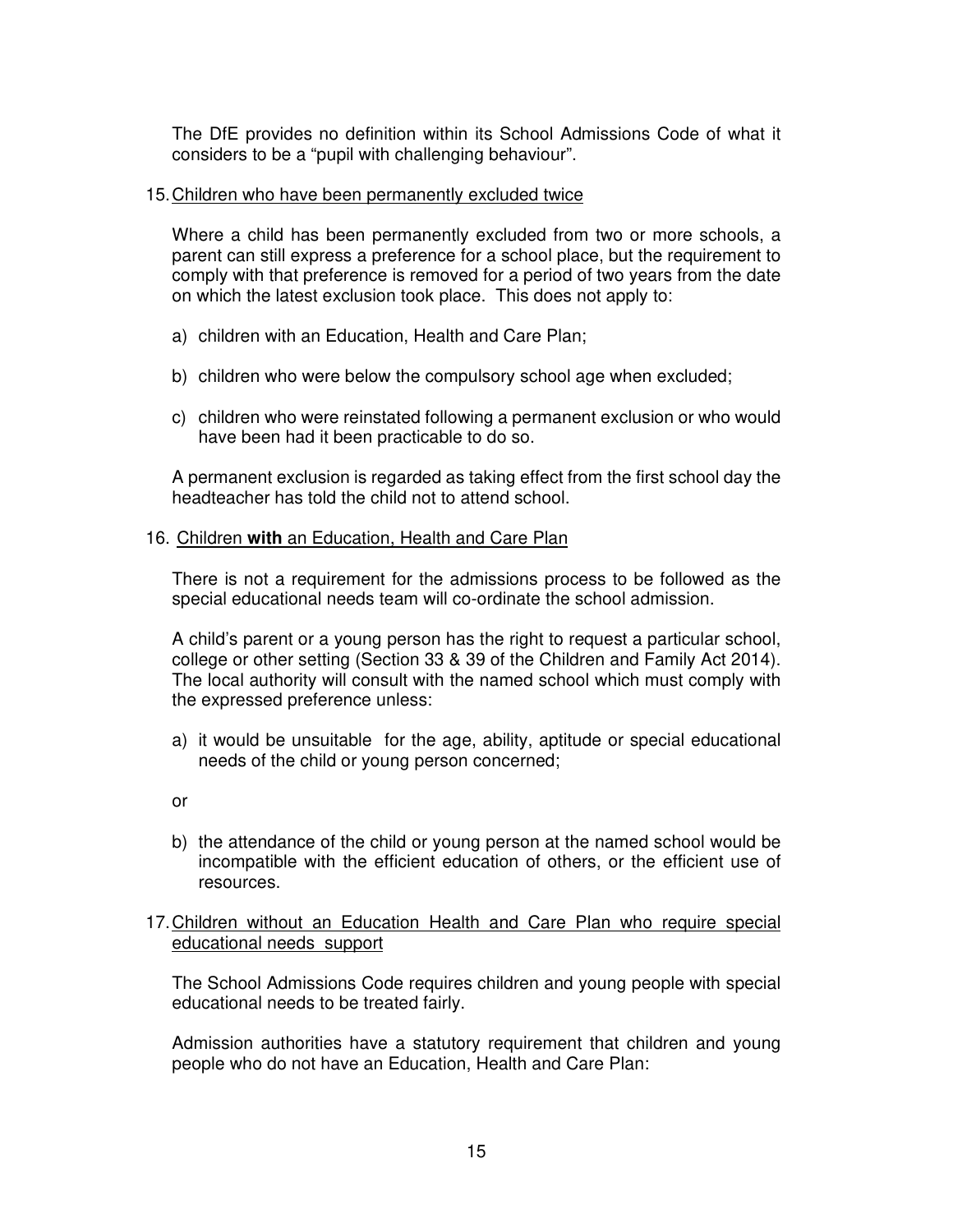The DfE provides no definition within its School Admissions Code of what it considers to be a "pupil with challenging behaviour".

15. Children who have been permanently excluded twice

Where a child has been permanently excluded from two or more schools, a parent can still express a preference for a school place, but the requirement to comply with that preference is removed for a period of two years from the date on which the latest exclusion took place. This does not apply to:

a) children with an Education, Health and Care Plan;

b) children who were below the compulsory school age when excluded;

c) children who were reinstated following a permanent exclusion or who would have been had it been practicable to do so.

A permanent exclusion is regarded as taking effect from the first school day the headteacher has told the child not to attend school.

16. Children **with** an Education, Health and Care Plan

There is not a requirement for the admissions process to be followed as the special educational needs team will co-ordinate the school admission.

A child's parent or a young person has the right to request a particular school, college or other setting (Section 33 & 39 of the Children and Family Act 2014). The local authority will consult with the named school which must comply with the expressed preference unless:

a) it would be unsuitable for the age, ability, aptitude or special educational needs of the child or young person concerned;

or

b) the attendance of the child or young person at the named school would be incompatible with the efficient education of others, or the efficient use of resources.

17. Children without an Education Health and Care Plan who require special educational needs support

The School Admissions Code requires children and young people with special educational needs to be treated fairly.

Admission authorities have a statutory requirement that children and young people who do not have an Education, Health and Care Plan: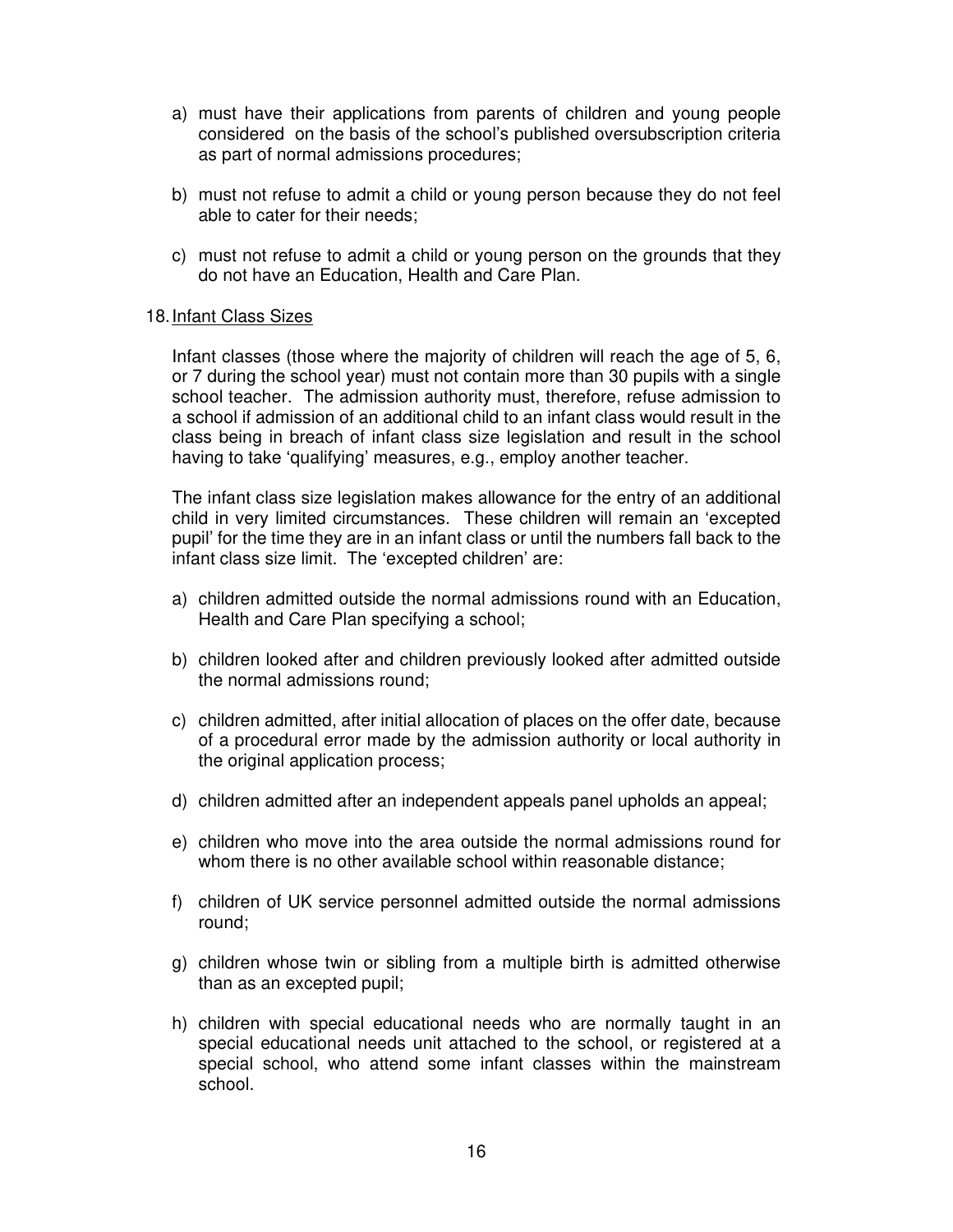a) must have their applications from parents of children and young people considered on the basis of the school's published oversubscription criteria as part of normal admissions procedures;

b) must not refuse to admit a child or young person because they do not feel able to cater for their needs;

c) must not refuse to admit a child or young person on the grounds that they do not have an Education, Health and Care Plan.

18. <u>Infant Class Sizes</u>

Infant classes (those where the majority of children will reach the age of 5, 6, or 7 during the school year) must not contain more than 30 pupils with a single school teacher. The admission authority must, therefore, refuse admission to a school if admission of an additional child to an infant class would result in the class being in breach of infant class size legislation and result in the school having to take 'qualifying' measures, e.g., employ another teacher.

The infant class size legislation makes allowance for the entry of an additional child in very limited circumstances. These children will remain an 'excepted pupil' for the time they are in an infant class or until the numbers fall back to the infant class size limit. The 'excepted children' are:

a) children admitted outside the normal admissions round with an Education, Health and Care Plan specifying a school;

b) children looked after and children previously looked after admitted outside the normal admissions round;

c) children admitted, after initial allocation of places on the offer date, because of a procedural error made by the admission authority or local authority in the original application process;

d) children admitted after an independent appeals panel upholds an appeal;

e) children who move into the area outside the normal admissions round for whom there is no other available school within reasonable distance;

f) children of UK service personnel admitted outside the normal admissions round;

g) children whose twin or sibling from a multiple birth is admitted otherwise than as an excepted pupil;

h) children with special educational needs who are normally taught in an special educational needs unit attached to the school, or registered at a special school, who attend some infant classes within the mainstream school.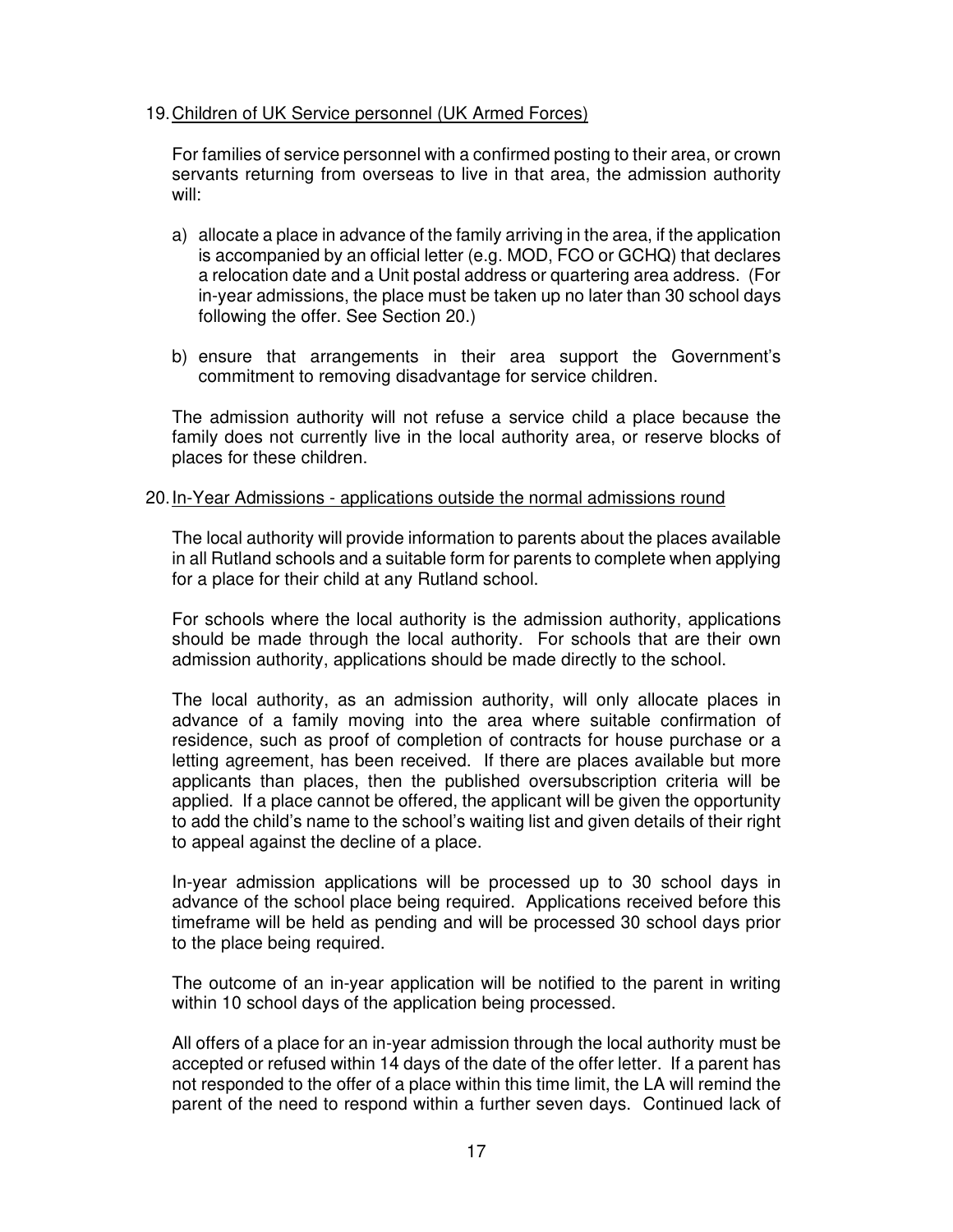## 19. Children of UK Service personnel (UK Armed Forces)

For families of service personnel with a confirmed posting to their area, or crown servants returning from overseas to live in that area, the admission authority will:

a) allocate a place in advance of the family arriving in the area, if the application is accompanied by an official letter (e.g. MOD, FCO or GCHQ) that declares a relocation date and a Unit postal address or quartering area address. (For in-year admissions, the place must be taken up no later than 30 school days following the offer. See Section 20.)

b) ensure that arrangements in their area support the Government's commitment to removing disadvantage for service children.

The admission authority will not refuse a service child a place because the family does not currently live in the local authority area, or reserve blocks of places for these children.

## 20. In-Year Admissions - applications outside the normal admissions round

The local authority will provide information to parents about the places available in all Rutland schools and a suitable form for parents to complete when applying for a place for their child at any Rutland school.

For schools where the local authority is the admission authority, applications should be made through the local authority. For schools that are their own admission authority, applications should be made directly to the school.

The local authority, as an admission authority, will only allocate places in advance of a family moving into the area where suitable confirmation of residence, such as proof of completion of contracts for house purchase or a letting agreement, has been received. If there are places available but more applicants than places, then the published oversubscription criteria will be applied. If a place cannot be offered, the applicant will be given the opportunity to add the child's name to the school's waiting list and given details of their right to appeal against the decline of a place.

In-year admission applications will be processed up to 30 school days in advance of the school place being required. Applications received before this timeframe will be held as pending and will be processed 30 school days prior to the place being required.

The outcome of an in-year application will be notified to the parent in writing within 10 school days of the application being processed.

All offers of a place for an in-year admission through the local authority must be accepted or refused within 14 days of the date of the offer letter. If a parent has not responded to the offer of a place within this time limit, the LA will remind the parent of the need to respond within a further seven days. Continued lack of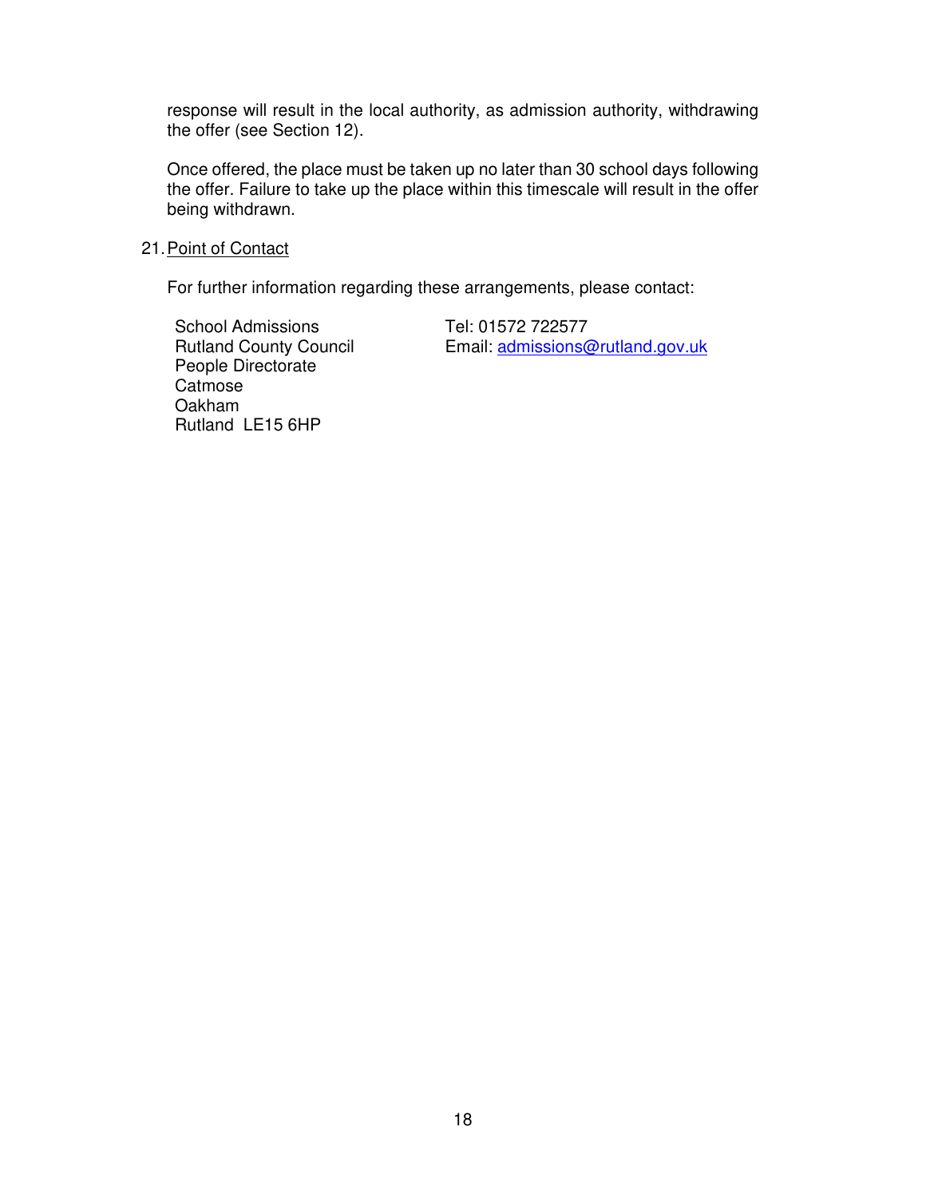response will result in the local authority, as admission authority, withdrawing the offer (see Section 12).

Once offered, the place must be taken up no later than 30 school days following the offer. Failure to take up the place within this timescale will result in the offer being withdrawn.

21. Point of Contact

For further information regarding these arrangements, please contact:

School Admissions
Rutland County Council
People Directorate
Catmose
Oakham
Rutland LE15 6HP

Tel: 01572 722577
Email: admissions@rutland.gov.uk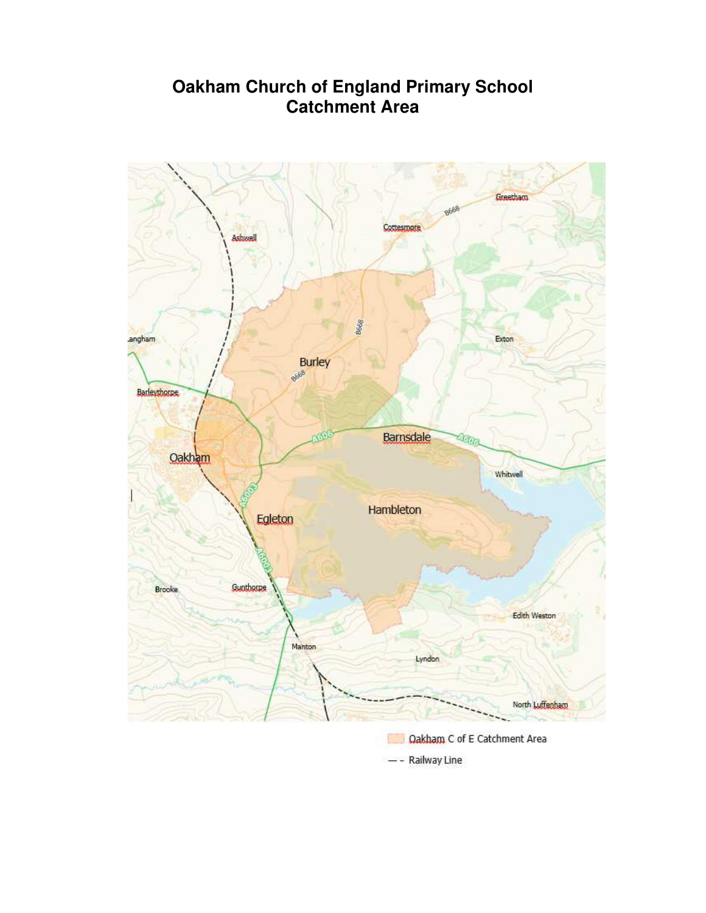# Oakham Church of England Primary School Catchment Area

Ashwell

Cottesmore

Greetham

B668

Langham

Burley

Exton

Barleythorpe

A606

Barnsdale

Oakham

Whitwell

A6003

Egleton

Hambleton

Brooke

Gunthorpe

Edith Weston

Manton

Lyndon

North Luffenham

Oakham C of E Catchment Area

Railway Line